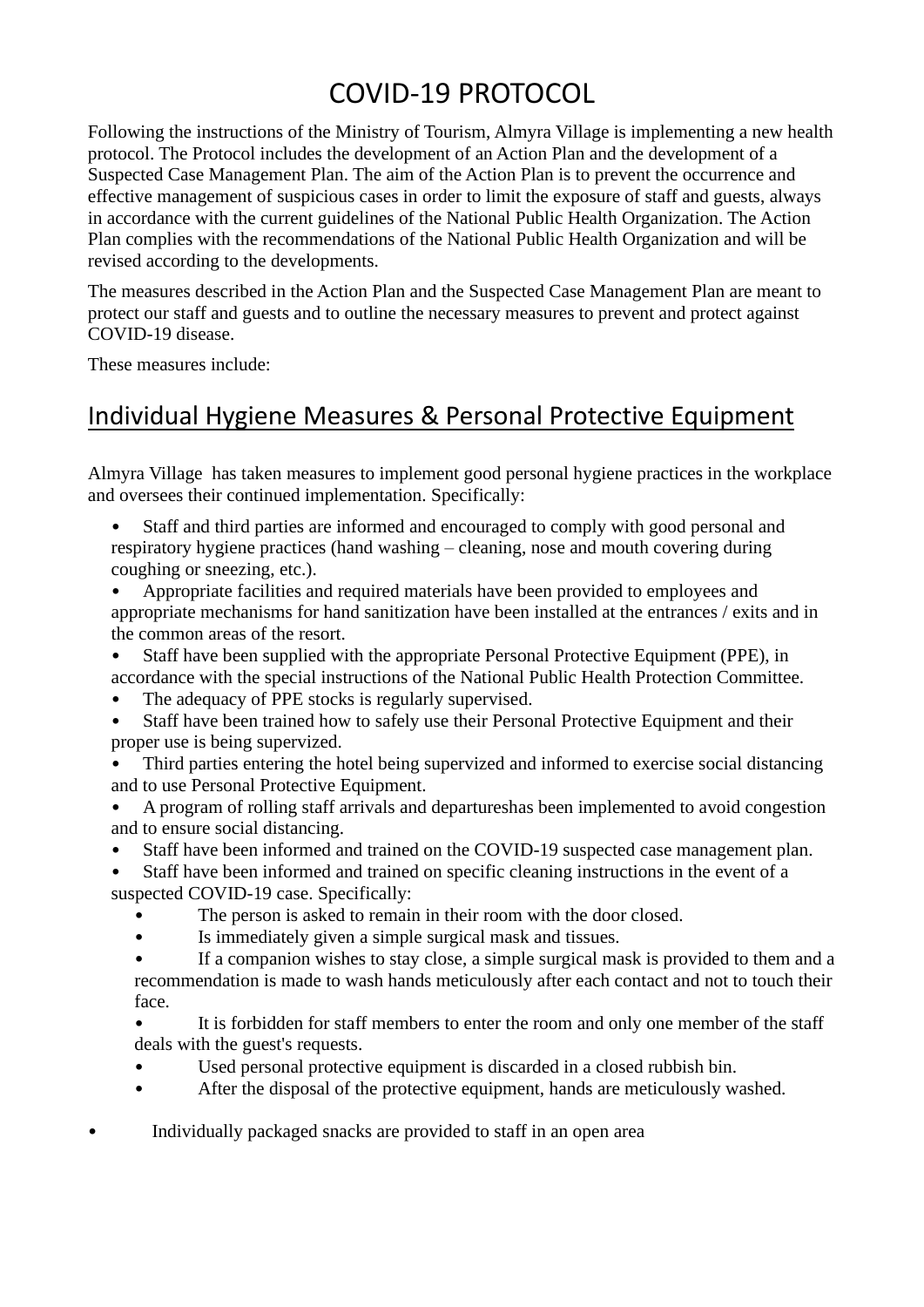# COVID-19 PROTOCOL

Following the instructions of the Ministry of Tourism, Almyra Village is implementing a new health protocol. The Protocol includes the development of an Action Plan and the development of a Suspected Case Management Plan. The aim of the Action Plan is to prevent the occurrence and effective management of suspicious cases in order to limit the exposure of staff and guests, always in accordance with the current guidelines of the National Public Health Organization. The Action Plan complies with the recommendations of the National Public Health Organization and will be revised according to the developments.

The measures described in the Action Plan and the Suspected Case Management Plan are meant to protect our staff and guests and to outline the necessary measures to prevent and protect against COVID-19 disease.

These measures include:

## Individual Hygiene Measures & Personal Protective Equipment

Almyra Village has taken measures to implement good personal hygiene practices in the workplace and oversees their continued implementation. Specifically:

- Staff and third parties are informed and encouraged to comply with good personal and respiratory hygiene practices (hand washing – cleaning, nose and mouth covering during coughing or sneezing, etc.).
- Appropriate facilities and required materials have been provided to employees and appropriate mechanisms for hand sanitization have been installed at the entrances / exits and in the common areas of the resort.
- Staff have been supplied with the appropriate Personal Protective Equipment (PPE), in accordance with the special instructions of the National Public Health Protection Committee.
- The adequacy of PPE stocks is regularly supervised.
- Staff have been trained how to safely use their Personal Protective Equipment and their proper use is being supervized.
- Third parties entering the hotel being supervized and informed to exercise social distancing and to use Personal Protective Equipment.
- A program of rolling staff arrivals and departureshas been implemented to avoid congestion and to ensure social distancing.
- Staff have been informed and trained on the COVID-19 suspected case management plan.
- Staff have been informed and trained on specific cleaning instructions in the event of a suspected COVID-19 case. Specifically:
  - The person is asked to remain in their room with the door closed.
  - Is immediately given a simple surgical mask and tissues.
  - If a companion wishes to stay close, a simple surgical mask is provided to them and a recommendation is made to wash hands meticulously after each contact and not to touch their face.
  - It is forbidden for staff members to enter the room and only one member of the staff deals with the guest's requests.
  - Used personal protective equipment is discarded in a closed rubbish bin.
  - After the disposal of the protective equipment, hands are meticulously washed.

- Individually packaged snacks are provided to staff in an open area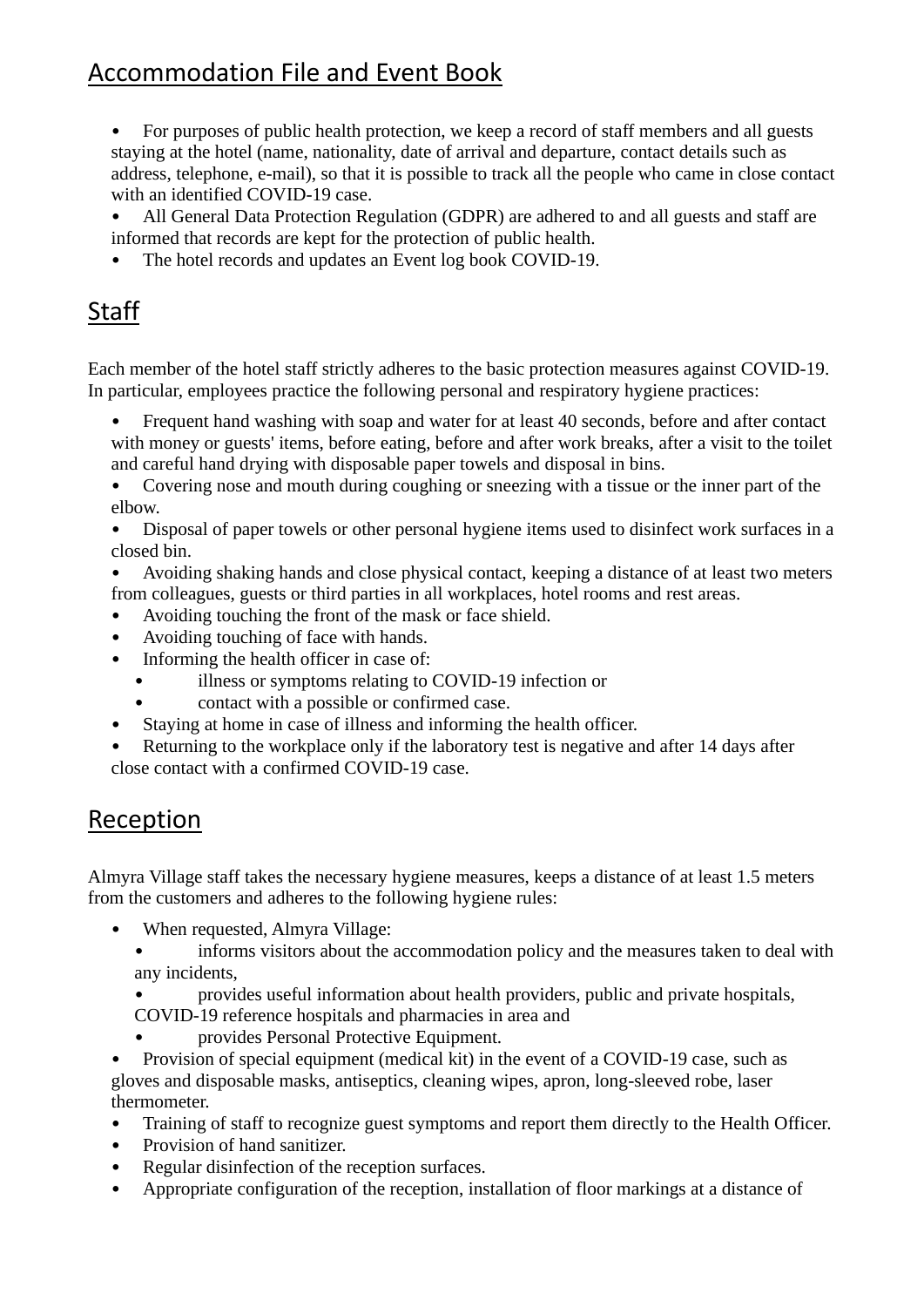## Accommodation File and Event Book

- For purposes of public health protection, we keep a record of staff members and all guests staying at the hotel (name, nationality, date of arrival and departure, contact details such as address, telephone, e-mail), so that it is possible to track all the people who came in close contact with an identified COVID-19 case.
- All General Data Protection Regulation (GDPR) are adhered to and all guests and staff are informed that records are kept for the protection of public health.
- The hotel records and updates an Event log book COVID-19.

## Staff

Each member of the hotel staff strictly adheres to the basic protection measures against COVID-19. In particular, employees practice the following personal and respiratory hygiene practices:

- Frequent hand washing with soap and water for at least 40 seconds, before and after contact with money or guests' items, before eating, before and after work breaks, after a visit to the toilet and careful hand drying with disposable paper towels and disposal in bins.
- Covering nose and mouth during coughing or sneezing with a tissue or the inner part of the elbow.
- Disposal of paper towels or other personal hygiene items used to disinfect work surfaces in a closed bin.
- Avoiding shaking hands and close physical contact, keeping a distance of at least two meters from colleagues, guests or third parties in all workplaces, hotel rooms and rest areas.
- Avoiding touching the front of the mask or face shield.
- Avoiding touching of face with hands.
- Informing the health officer in case of:
  - illness or symptoms relating to COVID-19 infection or
  - contact with a possible or confirmed case.
- Staying at home in case of illness and informing the health officer.
- Returning to the workplace only if the laboratory test is negative and after 14 days after close contact with a confirmed COVID-19 case.

## Reception

Almyra Village staff takes the necessary hygiene measures, keeps a distance of at least 1.5 meters from the customers and adheres to the following hygiene rules:

- When requested, Almyra Village:
  - informs visitors about the accommodation policy and the measures taken to deal with any incidents,
  - provides useful information about health providers, public and private hospitals, COVID-19 reference hospitals and pharmacies in area and
  - provides Personal Protective Equipment.
- Provision of special equipment (medical kit) in the event of a COVID-19 case, such as gloves and disposable masks, antiseptics, cleaning wipes, apron, long-sleeved robe, laser thermometer.
- Training of staff to recognize guest symptoms and report them directly to the Health Officer.
- Provision of hand sanitizer.
- Regular disinfection of the reception surfaces.
- Appropriate configuration of the reception, installation of floor markings at a distance of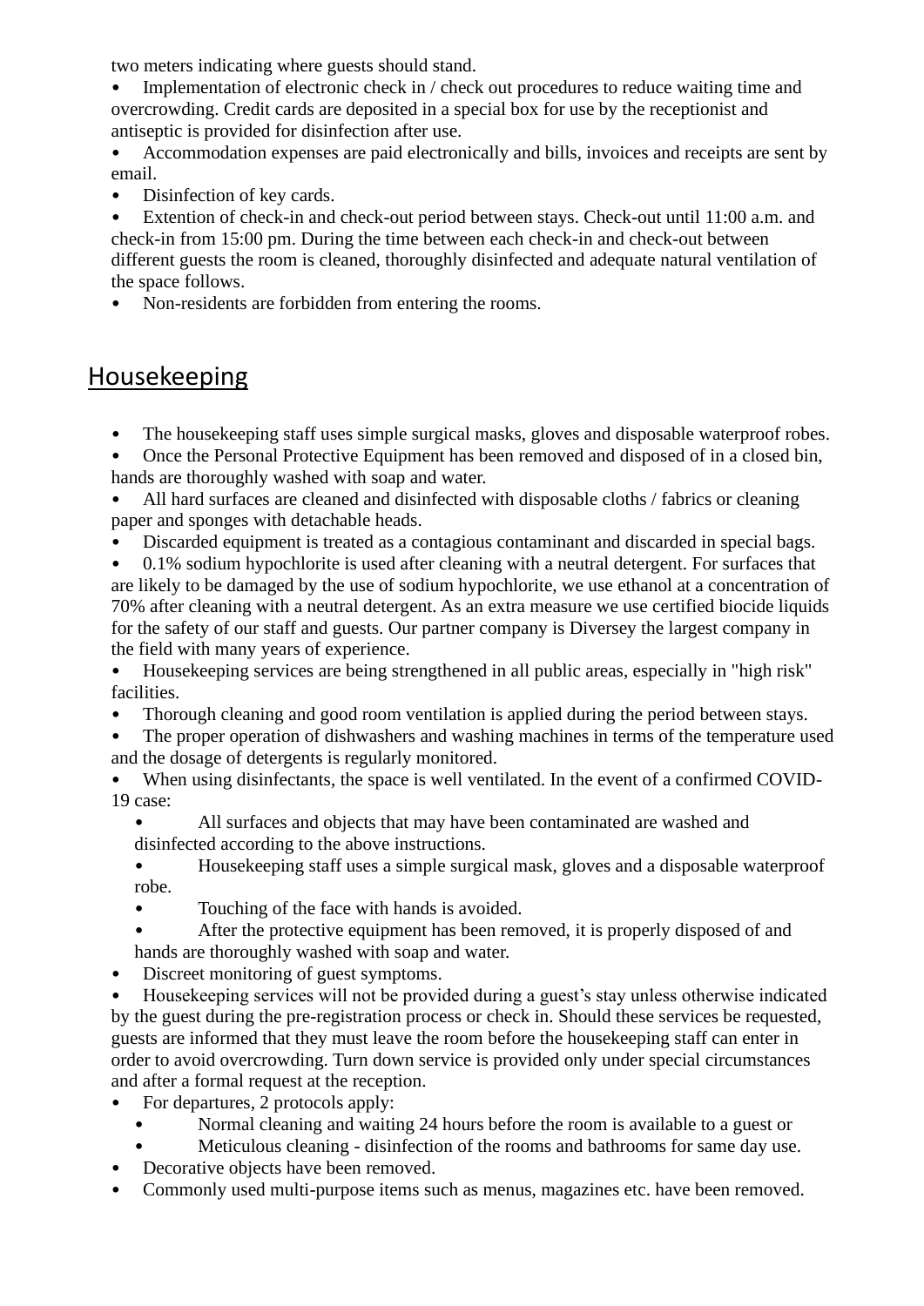two meters indicating where guests should stand.

- Implementation of electronic check in / check out procedures to reduce waiting time and overcrowding. Credit cards are deposited in a special box for use by the receptionist and antiseptic is provided for disinfection after use.
- Accommodation expenses are paid electronically and bills, invoices and receipts are sent by email.
- Disinfection of key cards.
- Extention of check-in and check-out period between stays. Check-out until 11:00 a.m. and check-in from 15:00 pm. During the time between each check-in and check-out between different guests the room is cleaned, thoroughly disinfected and adequate natural ventilation of the space follows.
- Non-residents are forbidden from entering the rooms.

## Housekeeping

- The housekeeping staff uses simple surgical masks, gloves and disposable waterproof robes.
- Once the Personal Protective Equipment has been removed and disposed of in a closed bin, hands are thoroughly washed with soap and water.
- All hard surfaces are cleaned and disinfected with disposable cloths / fabrics or cleaning paper and sponges with detachable heads.
- Discarded equipment is treated as a contagious contaminant and discarded in special bags.
- 0.1% sodium hypochlorite is used after cleaning with a neutral detergent. For surfaces that are likely to be damaged by the use of sodium hypochlorite, we use ethanol at a concentration of 70% after cleaning with a neutral detergent. As an extra measure we use certified biocide liquids for the safety of our staff and guests. Our partner company is Diversey the largest company in the field with many years of experience.
- Housekeeping services are being strengthened in all public areas, especially in "high risk" facilities.
- Thorough cleaning and good room ventilation is applied during the period between stays.
- The proper operation of dishwashers and washing machines in terms of the temperature used and the dosage of detergents is regularly monitored.
- When using disinfectants, the space is well ventilated. In the event of a confirmed COVID-19 case:
  - All surfaces and objects that may have been contaminated are washed and disinfected according to the above instructions.
  - Housekeeping staff uses a simple surgical mask, gloves and a disposable waterproof robe.
  - Touching of the face with hands is avoided.
  - After the protective equipment has been removed, it is properly disposed of and hands are thoroughly washed with soap and water.
- Discreet monitoring of guest symptoms.
- Housekeeping services will not be provided during a guest's stay unless otherwise indicated by the guest during the pre-registration process or check in. Should these services be requested, guests are informed that they must leave the room before the housekeeping staff can enter in order to avoid overcrowding. Turn down service is provided only under special circumstances and after a formal request at the reception.
- For departures, 2 protocols apply:
  - Normal cleaning and waiting 24 hours before the room is available to a guest or
  - Meticulous cleaning - disinfection of the rooms and bathrooms for same day use.
- Decorative objects have been removed.
- Commonly used multi-purpose items such as menus, magazines etc. have been removed.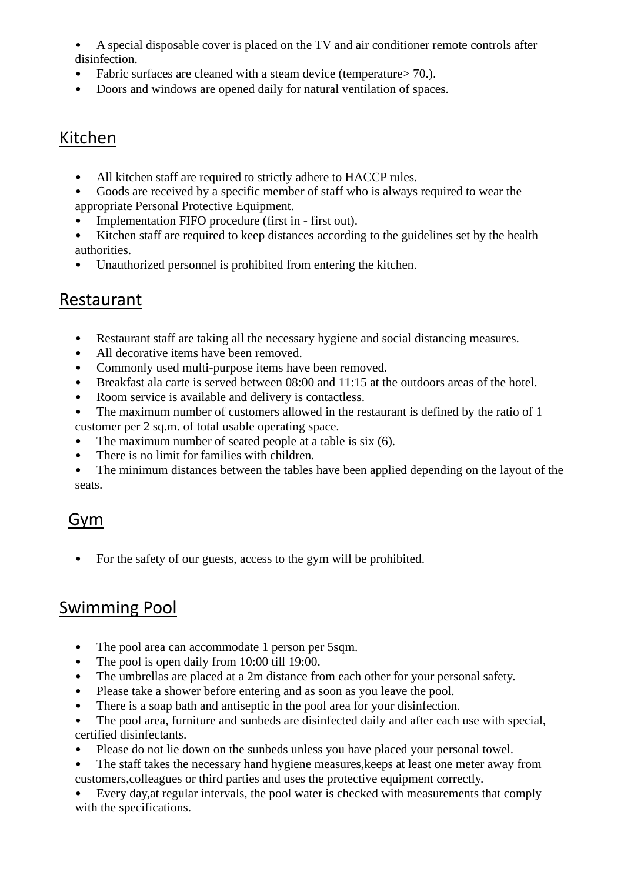- A special disposable cover is placed on the TV and air conditioner remote controls after disinfection.
- Fabric surfaces are cleaned with a steam device (temperature> 70.).
- Doors and windows are opened daily for natural ventilation of spaces.

## Kitchen

- All kitchen staff are required to strictly adhere to HACCP rules.
- Goods are received by a specific member of staff who is always required to wear the appropriate Personal Protective Equipment.
- Implementation FIFO procedure (first in - first out).
- Kitchen staff are required to keep distances according to the guidelines set by the health authorities.
- Unauthorized personnel is prohibited from entering the kitchen.

## Restaurant

- Restaurant staff are taking all the necessary hygiene and social distancing measures.
- All decorative items have been removed.
- Commonly used multi-purpose items have been removed.
- Breakfast ala carte is served between 08:00 and 11:15 at the outdoors areas of the hotel.
- Room service is available and delivery is contactless.
- The maximum number of customers allowed in the restaurant is defined by the ratio of 1 customer per 2 sq.m. of total usable operating space.
- The maximum number of seated people at a table is six (6).
- There is no limit for families with children.
- The minimum distances between the tables have been applied depending on the layout of the seats.

## Gym

- For the safety of our guests, access to the gym will be prohibited.

## Swimming Pool

- The pool area can accommodate 1 person per 5sqm.
- The pool is open daily from 10:00 till 19:00.
- The umbrellas are placed at a 2m distance from each other for your personal safety.
- Please take a shower before entering and as soon as you leave the pool.
- There is a soap bath and antiseptic in the pool area for your disinfection.
- The pool area, furniture and sunbeds are disinfected daily and after each use with special, certified disinfectants.
- Please do not lie down on the sunbeds unless you have placed your personal towel.
- The staff takes the necessary hand hygiene measures,keeps at least one meter away from customers,colleagues or third parties and uses the protective equipment correctly.
- Every day,at regular intervals, the pool water is checked with measurements that comply with the specifications.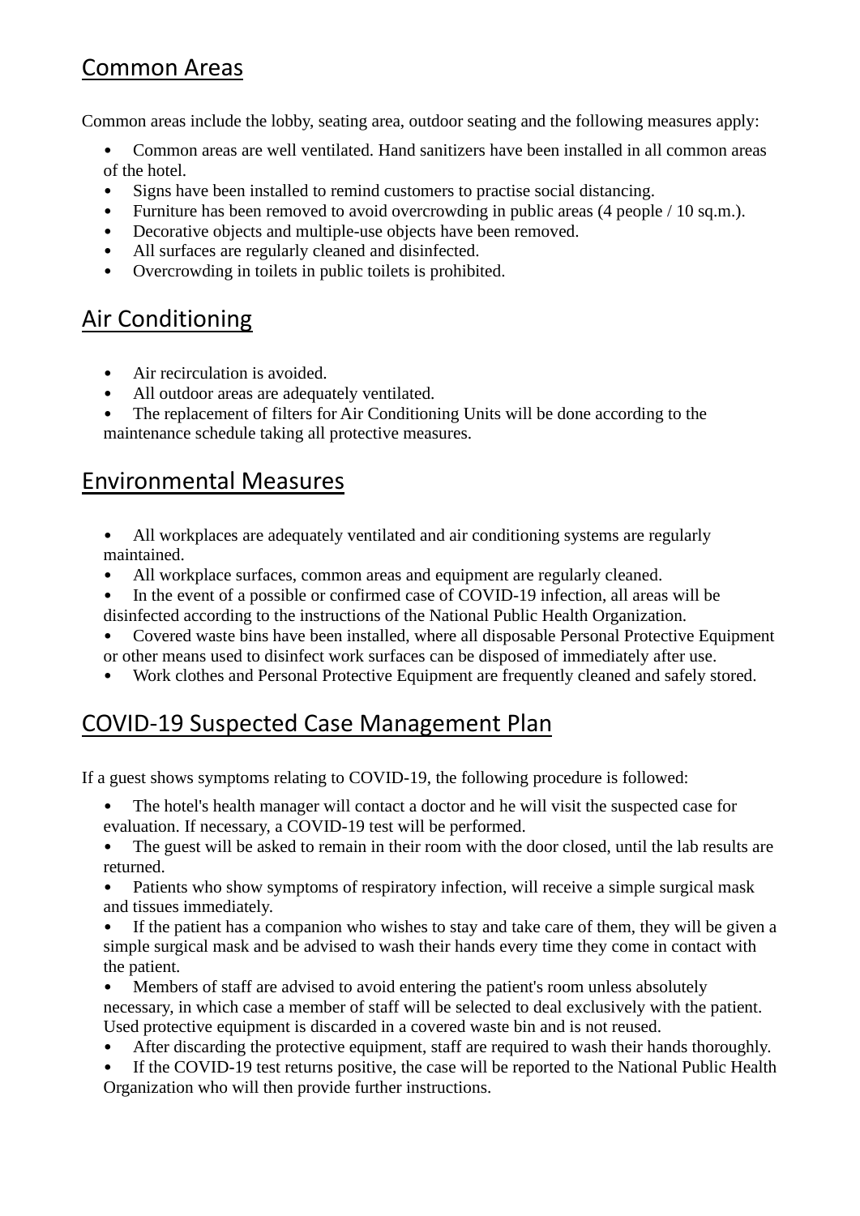## Common Areas

Common areas include the lobby, seating area, outdoor seating and the following measures apply:

- Common areas are well ventilated. Hand sanitizers have been installed in all common areas of the hotel.
- Signs have been installed to remind customers to practise social distancing.
- Furniture has been removed to avoid overcrowding in public areas (4 people / 10 sq.m.).
- Decorative objects and multiple-use objects have been removed.
- All surfaces are regularly cleaned and disinfected.
- Overcrowding in toilets in public toilets is prohibited.

## Air Conditioning

- Air recirculation is avoided.
- All outdoor areas are adequately ventilated.
- The replacement of filters for Air Conditioning Units will be done according to the maintenance schedule taking all protective measures.

## Environmental Measures

- All workplaces are adequately ventilated and air conditioning systems are regularly maintained.
- All workplace surfaces, common areas and equipment are regularly cleaned.
- In the event of a possible or confirmed case of COVID-19 infection, all areas will be disinfected according to the instructions of the National Public Health Organization.
- Covered waste bins have been installed, where all disposable Personal Protective Equipment or other means used to disinfect work surfaces can be disposed of immediately after use.
- Work clothes and Personal Protective Equipment are frequently cleaned and safely stored.

## COVID-19 Suspected Case Management Plan

If a guest shows symptoms relating to COVID-19, the following procedure is followed:

- The hotel's health manager will contact a doctor and he will visit the suspected case for evaluation. If necessary, a COVID-19 test will be performed.
- The guest will be asked to remain in their room with the door closed, until the lab results are returned.
- Patients who show symptoms of respiratory infection, will receive a simple surgical mask and tissues immediately.
- If the patient has a companion who wishes to stay and take care of them, they will be given a simple surgical mask and be advised to wash their hands every time they come in contact with the patient.
- Members of staff are advised to avoid entering the patient's room unless absolutely necessary, in which case a member of staff will be selected to deal exclusively with the patient. Used protective equipment is discarded in a covered waste bin and is not reused.
- After discarding the protective equipment, staff are required to wash their hands thoroughly.
- If the COVID-19 test returns positive, the case will be reported to the National Public Health Organization who will then provide further instructions.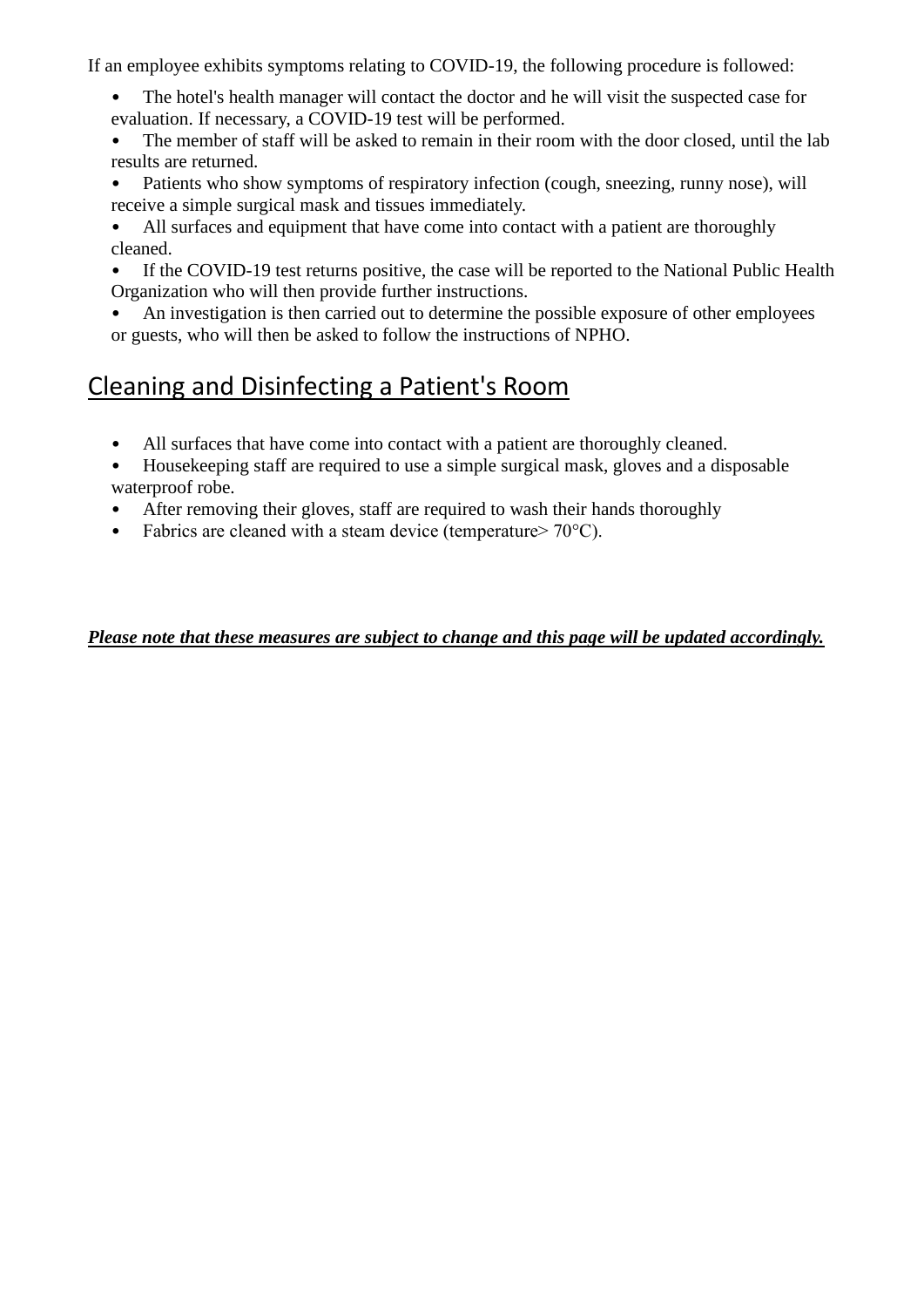If an employee exhibits symptoms relating to COVID-19, the following procedure is followed:

- The hotel's health manager will contact the doctor and he will visit the suspected case for evaluation. If necessary, a COVID-19 test will be performed.
- The member of staff will be asked to remain in their room with the door closed, until the lab results are returned.
- Patients who show symptoms of respiratory infection (cough, sneezing, runny nose), will receive a simple surgical mask and tissues immediately.
- All surfaces and equipment that have come into contact with a patient are thoroughly cleaned.
- If the COVID-19 test returns positive, the case will be reported to the National Public Health Organization who will then provide further instructions.
- An investigation is then carried out to determine the possible exposure of other employees or guests, who will then be asked to follow the instructions of NPHO.

## Cleaning and Disinfecting a Patient's Room

- All surfaces that have come into contact with a patient are thoroughly cleaned.
- Housekeeping staff are required to use a simple surgical mask, gloves and a disposable waterproof robe.
- After removing their gloves, staff are required to wash their hands thoroughly
- Fabrics are cleaned with a steam device (temperature> 70°C).

***Please note that these measures are subject to change and this page will be updated accordingly.***